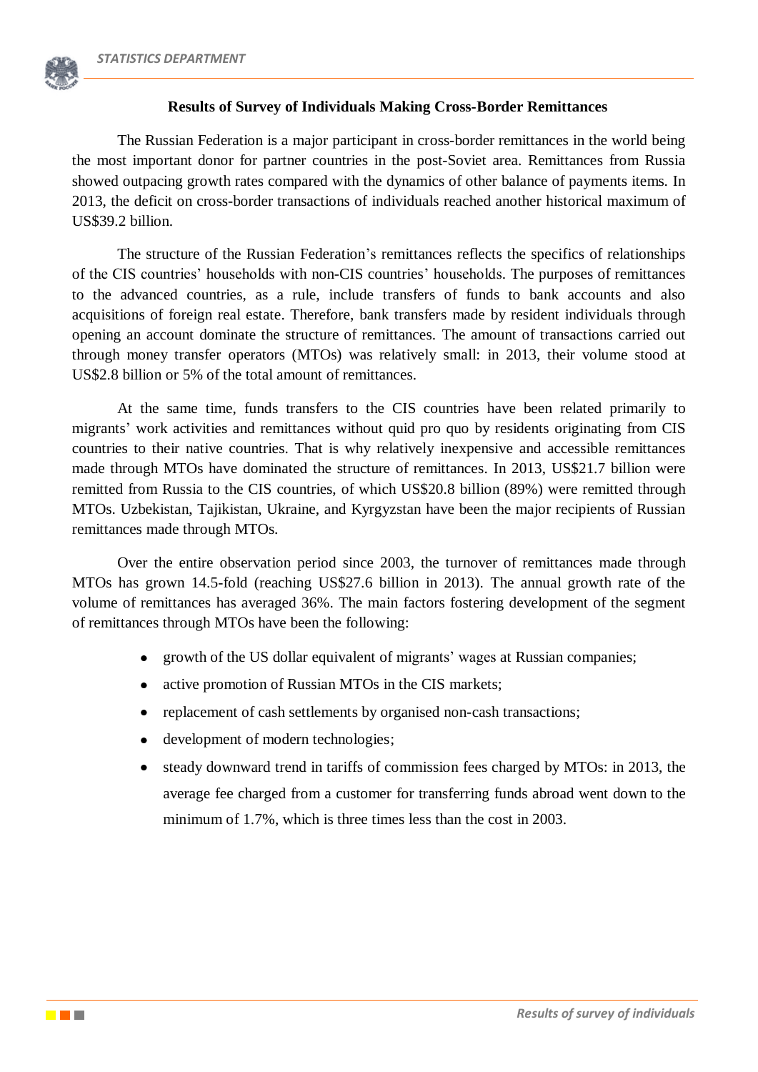## Results of Survey of Individuals Making Cross-Border Remittances

The Russian Federation is a major participant in cross-border remittances in the world being the most important donor for partner countries in the post-Soviet area. Remittances from Russia showed outpacing growth rates compared with the dynamics of other balance of payments items. In 2013, the deficit on cross-border transactions of individuals reached another historical maximum of US$39.2 billion.

The structure of the Russian Federation's remittances reflects the specifics of relationships of the CIS countries' households with non-CIS countries' households. The purposes of remittances to the advanced countries, as a rule, include transfers of funds to bank accounts and also acquisitions of foreign real estate. Therefore, bank transfers made by resident individuals through opening an account dominate the structure of remittances. The amount of transactions carried out through money transfer operators (MTOs) was relatively small: in 2013, their volume stood at US$2.8 billion or 5% of the total amount of remittances.

At the same time, funds transfers to the CIS countries have been related primarily to migrants' work activities and remittances without quid pro quo by residents originating from CIS countries to their native countries. That is why relatively inexpensive and accessible remittances made through MTOs have dominated the structure of remittances. In 2013, US$21.7 billion were remitted from Russia to the CIS countries, of which US$20.8 billion (89%) were remitted through MTOs. Uzbekistan, Tajikistan, Ukraine, and Kyrgyzstan have been the major recipients of Russian remittances made through MTOs.

Over the entire observation period since 2003, the turnover of remittances made through MTOs has grown 14.5-fold (reaching US$27.6 billion in 2013). The annual growth rate of the volume of remittances has averaged 36%. The main factors fostering development of the segment of remittances through MTOs have been the following:

- growth of the US dollar equivalent of migrants' wages at Russian companies;
- active promotion of Russian MTOs in the CIS markets;
- replacement of cash settlements by organised non-cash transactions;
- development of modern technologies;
- steady downward trend in tariffs of commission fees charged by MTOs: in 2013, the average fee charged from a customer for transferring funds abroad went down to the minimum of 1.7%, which is three times less than the cost in 2003.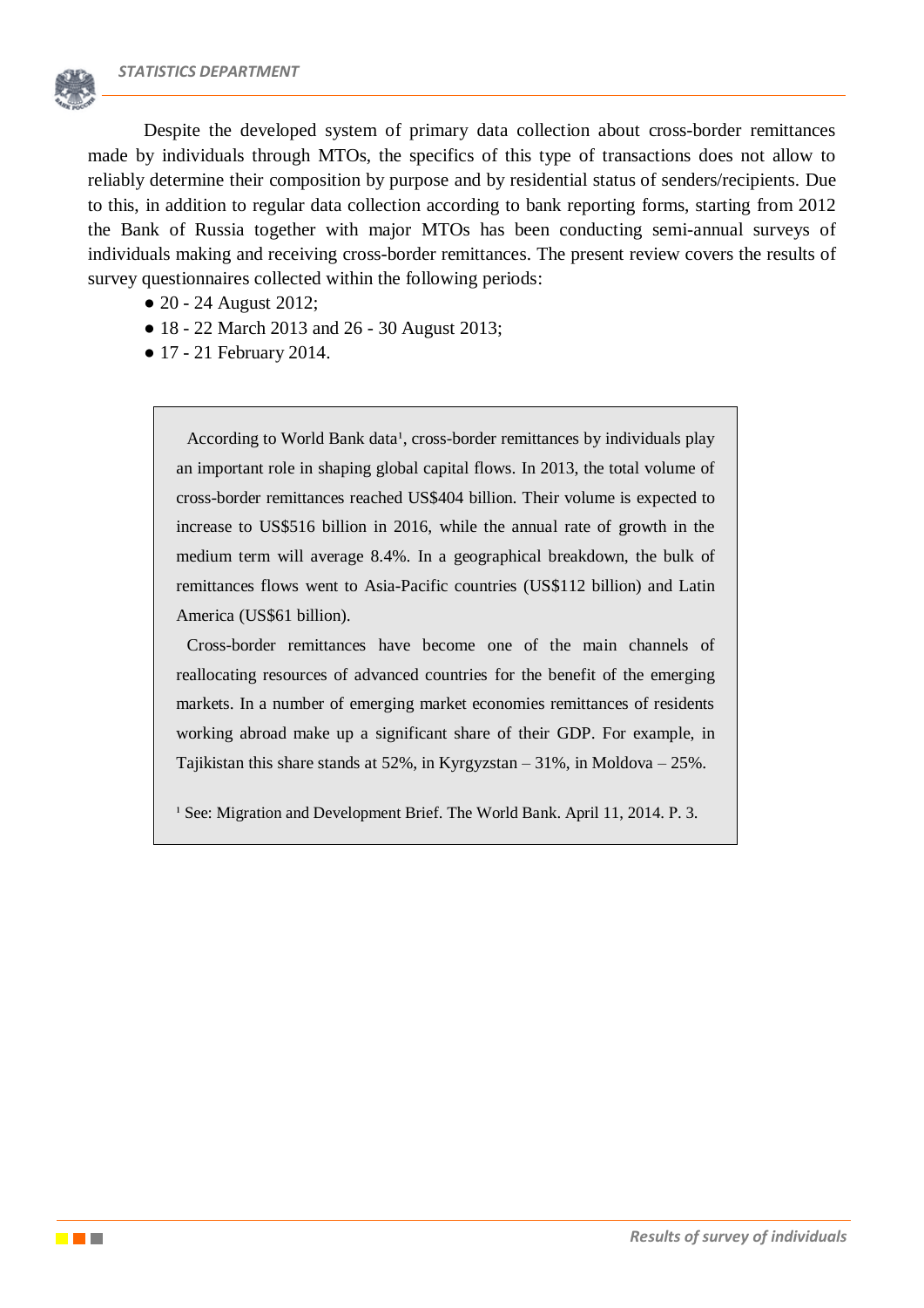Despite the developed system of primary data collection about cross-border remittances made by individuals through MTOs, the specifics of this type of transactions does not allow to reliably determine their composition by purpose and by residential status of senders/recipients. Due to this, in addition to regular data collection according to bank reporting forms, starting from 2012 the Bank of Russia together with major MTOs has been conducting semi-annual surveys of individuals making and receiving cross-border remittances. The present review covers the results of survey questionnaires collected within the following periods:

- 20 - 24 August 2012;
- 18 - 22 March 2013 and 26 - 30 August 2013;
- 17 - 21 February 2014.

> According to World Bank data[1], cross-border remittances by individuals play an important role in shaping global capital flows. In 2013, the total volume of cross-border remittances reached US$404 billion. Their volume is expected to increase to US$516 billion in 2016, while the annual rate of growth in the medium term will average 8.4%. In a geographical breakdown, the bulk of remittances flows went to Asia-Pacific countries (US$112 billion) and Latin America (US$61 billion).
>
> Cross-border remittances have become one of the main channels of reallocating resources of advanced countries for the benefit of the emerging markets. In a number of emerging market economies remittances of residents working abroad make up a significant share of their GDP. For example, in Tajikistan this share stands at 52%, in Kyrgyzstan – 31%, in Moldova – 25%.
>
> [1] See: Migration and Development Brief. The World Bank. April 11, 2014. P. 3.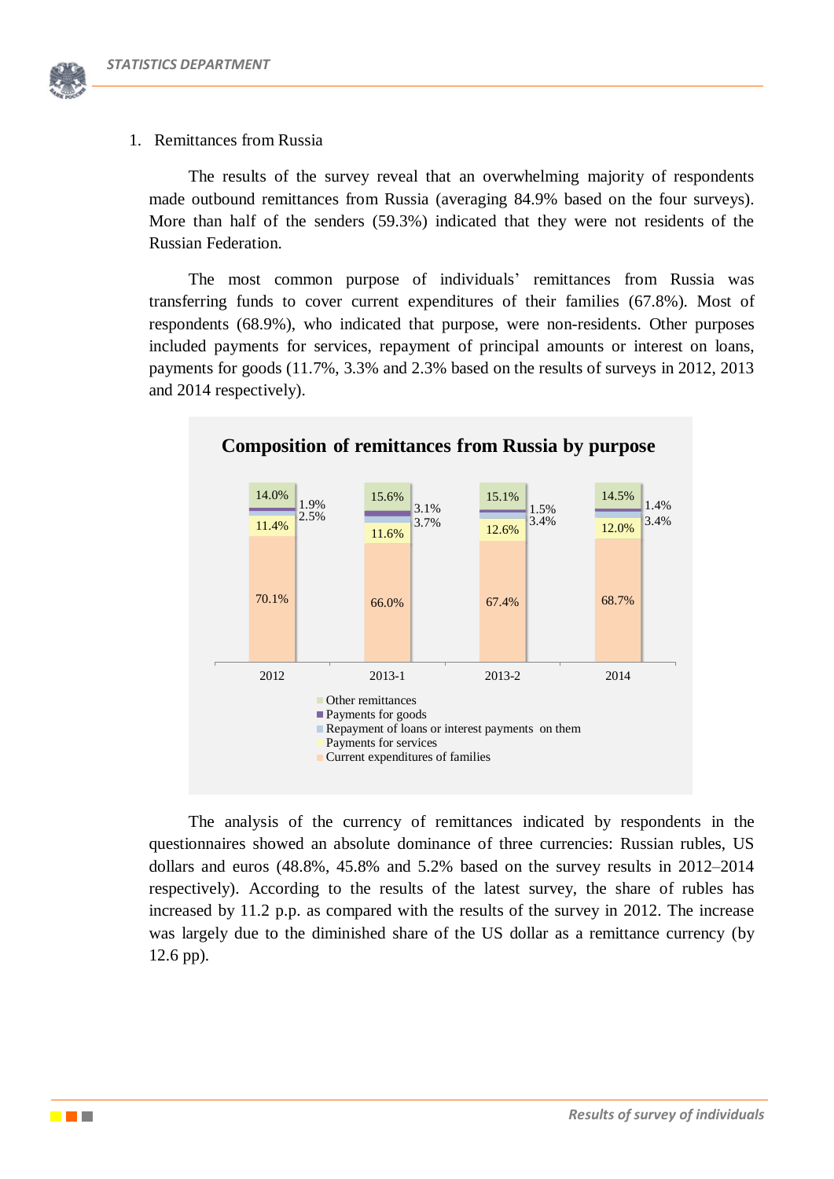1. Remittances from Russia

The results of the survey reveal that an overwhelming majority of respondents made outbound remittances from Russia (averaging 84.9% based on the four surveys). More than half of the senders (59.3%) indicated that they were not residents of the Russian Federation.

The most common purpose of individuals' remittances from Russia was transferring funds to cover current expenditures of their families (67.8%). Most of respondents (68.9%), who indicated that purpose, were non-residents. Other purposes included payments for services, repayment of principal amounts or interest on loans, payments for goods (11.7%, 3.3% and 2.3% based on the results of surveys in 2012, 2013 and 2014 respectively).

**Composition of remittances from Russia by purpose**

| | 2012 | 2013-1 | 2013-2 | 2014 |
|---|---|---|---|---|
| Other remittances | 14.0% | 15.6% | 15.1% | 14.5% |
| Payments for goods | 1.9% | 3.1% | 1.5% | 1.4% |
| Repayment of loans or interest payments on them | 2.5% | 3.7% | 3.4% | 3.4% |
| Payments for services | 11.4% | 11.6% | 12.6% | 12.0% |
| Current expenditures of families | 70.1% | 66.0% | 67.4% | 68.7% |

The analysis of the currency of remittances indicated by respondents in the questionnaires showed an absolute dominance of three currencies: Russian rubles, US dollars and euros (48.8%, 45.8% and 5.2% based on the survey results in 2012–2014 respectively). According to the results of the latest survey, the share of rubles has increased by 11.2 p.p. as compared with the results of the survey in 2012. The increase was largely due to the diminished share of the US dollar as a remittance currency (by 12.6 pp).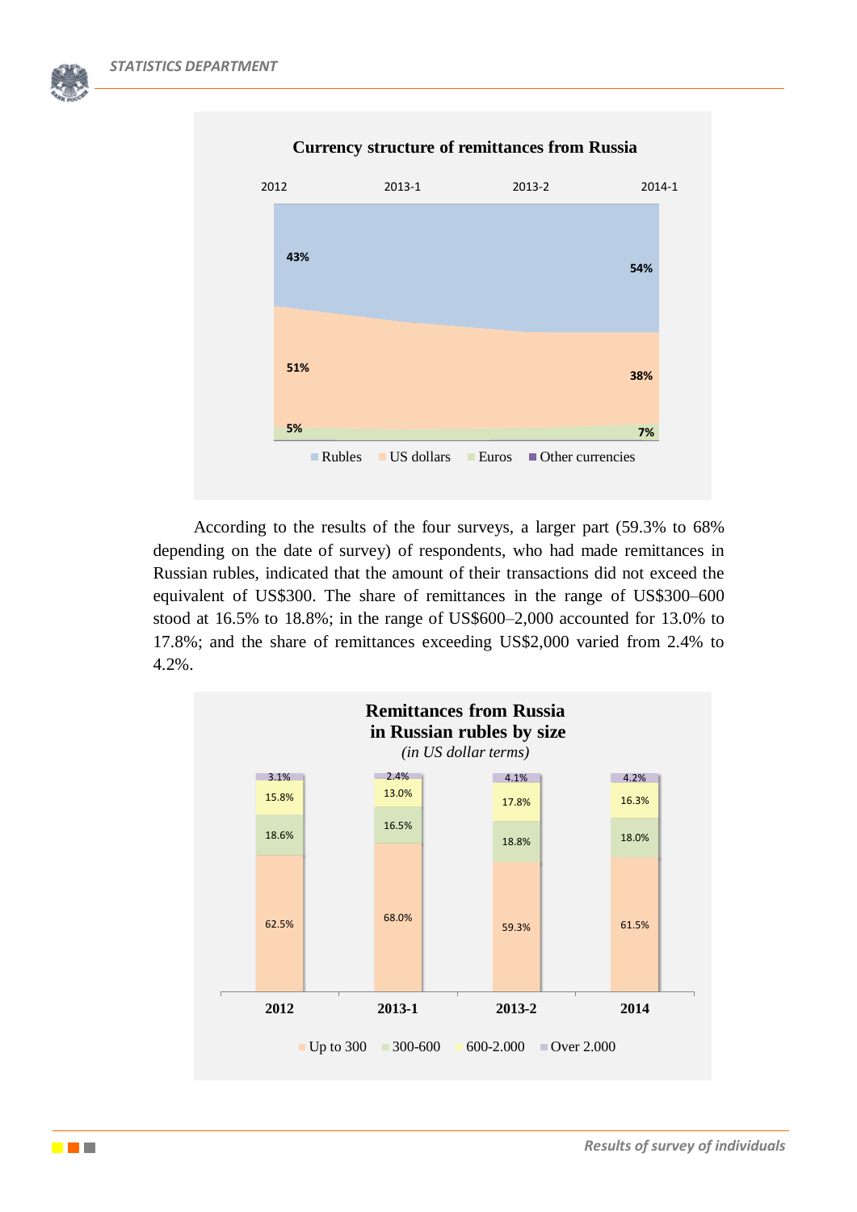**Currency structure of remittances from Russia**

| | 2012 | 2014-1 |
|---|---|---|
| Rubles | 43% | 54% |
| US dollars | 51% | 38% |
| Euros | 5% | 7% |

According to the results of the four surveys, a larger part (59.3% to 68% depending on the date of survey) of respondents, who had made remittances in Russian rubles, indicated that the amount of their transactions did not exceed the equivalent of US$300. The share of remittances in the range of US$300–600 stood at 16.5% to 18.8%; in the range of US$600–2,000 accounted for 13.0% to 17.8%; and the share of remittances exceeding US$2,000 varied from 2.4% to 4.2%.

**Remittances from Russia in Russian rubles by size**
*(in US dollar terms)*

| | 2012 | 2013-1 | 2013-2 | 2014 |
|---|---|---|---|---|
| Up to 300 | 62.5% | 68.0% | 59.3% | 61.5% |
| 300-600 | 18.6% | 16.5% | 18.8% | 18.0% |
| 600-2.000 | 15.8% | 13.0% | 17.8% | 16.3% |
| Over 2.000 | 3.1% | 2.4% | 4.1% | 4.2% |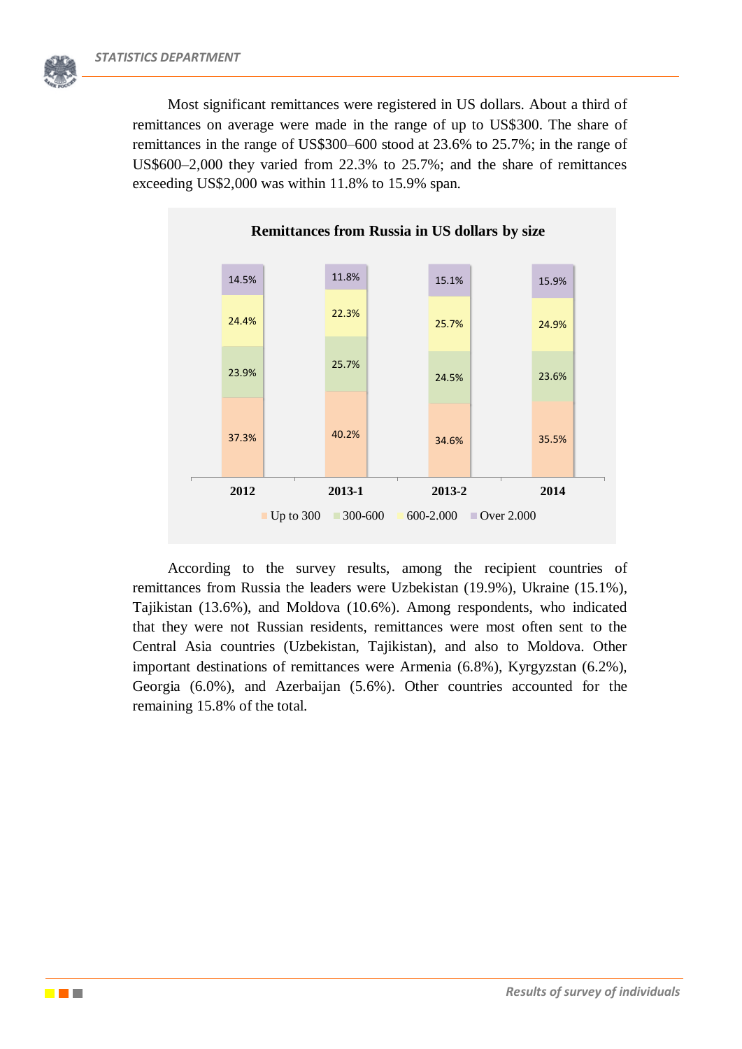Most significant remittances were registered in US dollars. About a third of remittances on average were made in the range of up to US$300. The share of remittances in the range of US$300–600 stood at 23.6% to 25.7%; in the range of US$600–2,000 they varied from 22.3% to 25.7%; and the share of remittances exceeding US$2,000 was within 11.8% to 15.9% span.

**Remittances from Russia in US dollars by size**

| | 2012 | 2013-1 | 2013-2 | 2014 |
|---|---|---|---|---|
| Up to 300 | 37.3% | 40.2% | 34.6% | 35.5% |
| 300-600 | 23.9% | 25.7% | 24.5% | 23.6% |
| 600-2.000 | 24.4% | 22.3% | 25.7% | 24.9% |
| Over 2.000 | 14.5% | 11.8% | 15.1% | 15.9% |

According to the survey results, among the recipient countries of remittances from Russia the leaders were Uzbekistan (19.9%), Ukraine (15.1%), Tajikistan (13.6%), and Moldova (10.6%). Among respondents, who indicated that they were not Russian residents, remittances were most often sent to the Central Asia countries (Uzbekistan, Tajikistan), and also to Moldova. Other important destinations of remittances were Armenia (6.8%), Kyrgyzstan (6.2%), Georgia (6.0%), and Azerbaijan (5.6%). Other countries accounted for the remaining 15.8% of the total.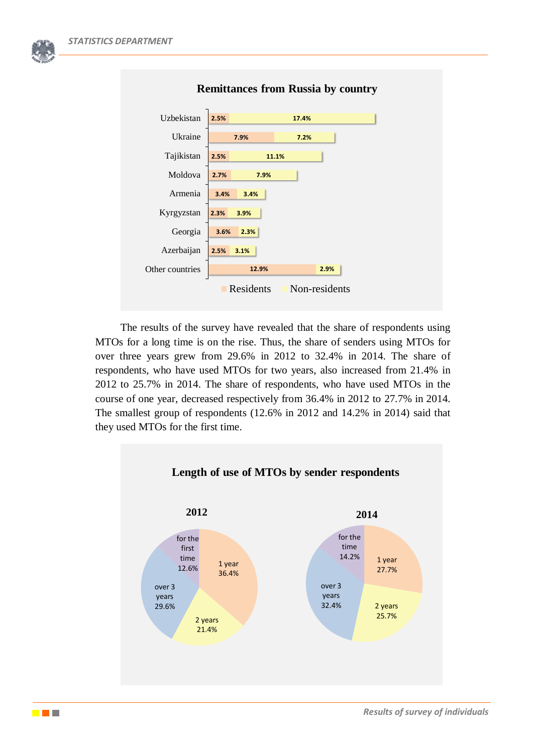**Remittances from Russia by country**

| Country | Residents | Non-residents |
|---|---|---|
| Uzbekistan | 2.5% | 17.4% |
| Ukraine | 7.9% | 7.2% |
| Tajikistan | 2.5% | 11.1% |
| Moldova | 2.7% | 7.9% |
| Armenia | 3.4% | 3.4% |
| Kyrgyzstan | 2.3% | 3.9% |
| Georgia | 3.6% | 2.3% |
| Azerbaijan | 2.5% | 3.1% |
| Other countries | 12.9% | 2.9% |

The results of the survey have revealed that the share of respondents using MTOs for a long time is on the rise. Thus, the share of senders using MTOs for over three years grew from 29.6% in 2012 to 32.4% in 2014. The share of respondents, who have used MTOs for two years, also increased from 21.4% in 2012 to 25.7% in 2014. The share of respondents, who have used MTOs in the course of one year, decreased respectively from 36.4% in 2012 to 27.7% in 2014. The smallest group of respondents (12.6% in 2012 and 14.2% in 2014) said that they used MTOs for the first time.

**Length of use of MTOs by sender respondents**

| | 2012 | 2014 |
|---|---|---|
| 1 year | 36.4% | 27.7% |
| 2 years | 21.4% | 25.7% |
| over 3 years | 29.6% | 32.4% |
| for the first time | 12.6% | 14.2% |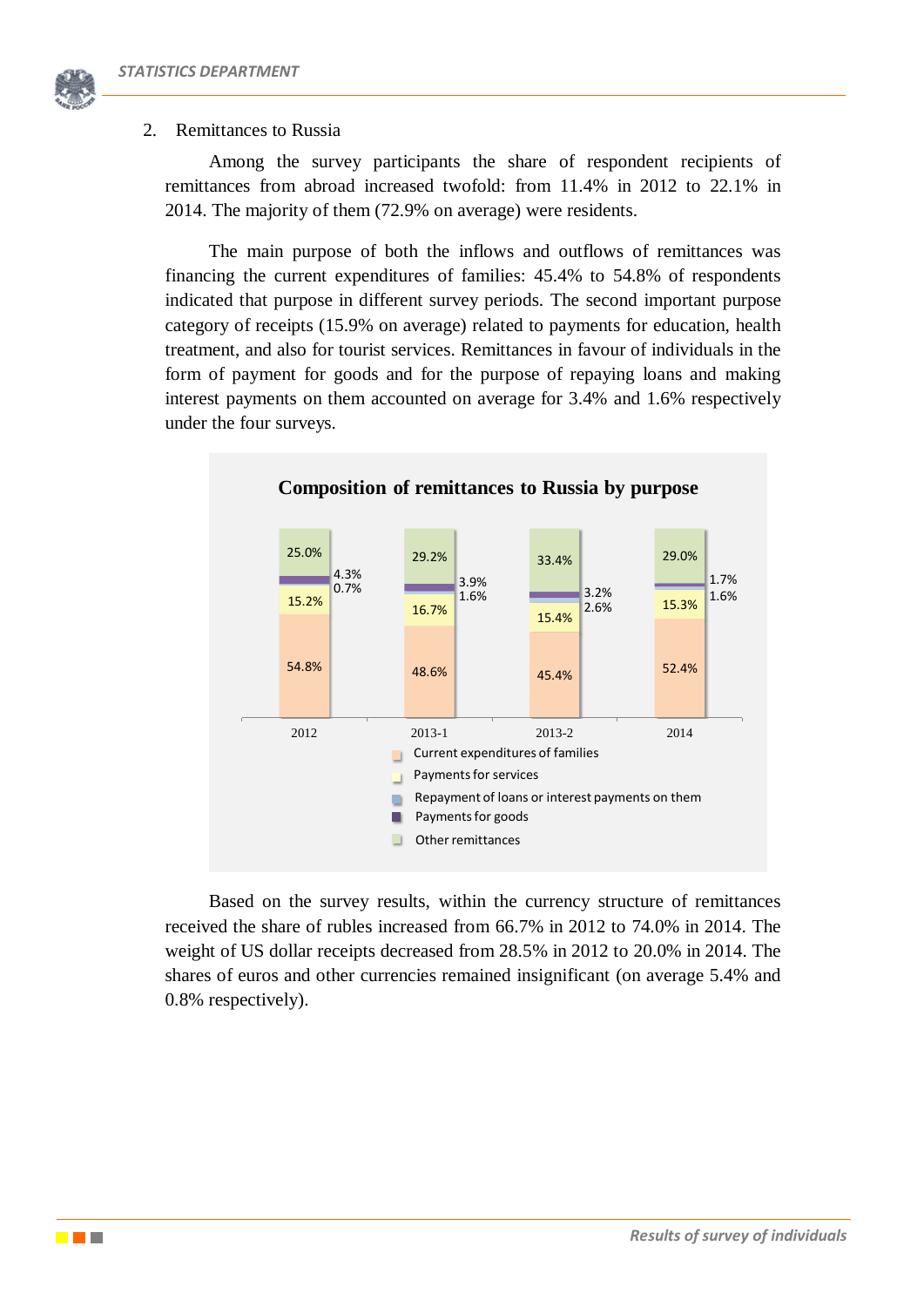2. Remittances to Russia

Among the survey participants the share of respondent recipients of remittances from abroad increased twofold: from 11.4% in 2012 to 22.1% in 2014. The majority of them (72.9% on average) were residents.

The main purpose of both the inflows and outflows of remittances was financing the current expenditures of families: 45.4% to 54.8% of respondents indicated that purpose in different survey periods. The second important purpose category of receipts (15.9% on average) related to payments for education, health treatment, and also for tourist services. Remittances in favour of individuals in the form of payment for goods and for the purpose of repaying loans and making interest payments on them accounted on average for 3.4% and 1.6% respectively under the four surveys.

**Composition of remittances to Russia by purpose**

| | 2012 | 2013-1 | 2013-2 | 2014 |
|---|---|---|---|---|
| Current expenditures of families | 54.8% | 48.6% | 45.4% | 52.4% |
| Payments for services | 15.2% | 16.7% | 15.4% | 15.3% |
| Repayment of loans or interest payments on them | 0.7% | 1.6% | 2.6% | 1.6% |
| Payments for goods | 4.3% | 3.9% | 3.2% | 1.7% |
| Other remittances | 25.0% | 29.2% | 33.4% | 29.0% |

Based on the survey results, within the currency structure of remittances received the share of rubles increased from 66.7% in 2012 to 74.0% in 2014. The weight of US dollar receipts decreased from 28.5% in 2012 to 20.0% in 2014. The shares of euros and other currencies remained insignificant (on average 5.4% and 0.8% respectively).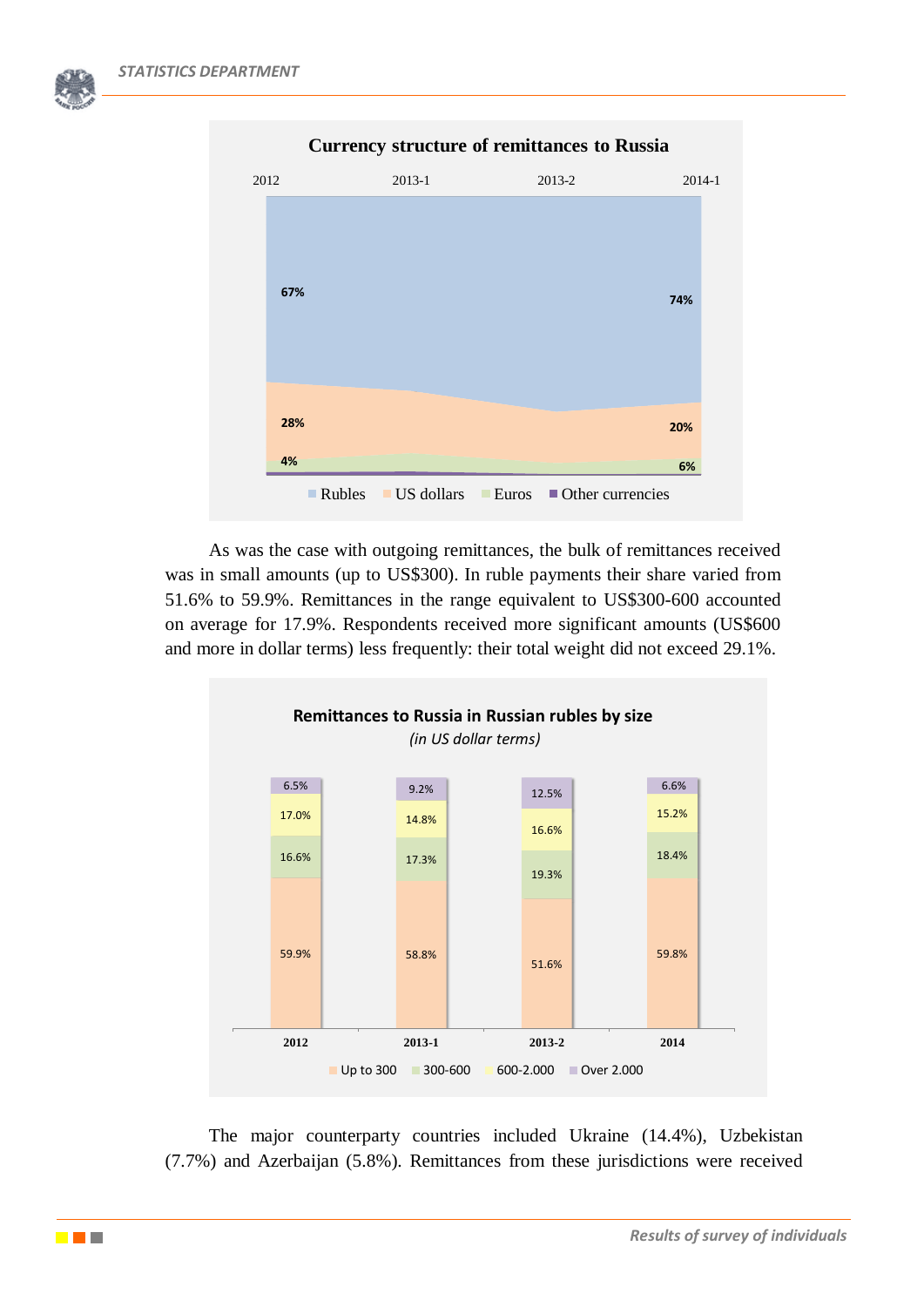**Currency structure of remittances to Russia**

| | 2012 | 2014-1 |
|---|---|---|
| Rubles | 67% | 74% |
| US dollars | 28% | 20% |
| Euros | 4% | 6% |
| Other currencies | | |

As was the case with outgoing remittances, the bulk of remittances received was in small amounts (up to US$300). In ruble payments their share varied from 51.6% to 59.9%. Remittances in the range equivalent to US$300-600 accounted on average for 17.9%. Respondents received more significant amounts (US$600 and more in dollar terms) less frequently: their total weight did not exceed 29.1%.

**Remittances to Russia in Russian rubles by size**

*(in US dollar terms)*

| | 2012 | 2013-1 | 2013-2 | 2014 |
|---|---|---|---|---|
| Up to 300 | 59.9% | 58.8% | 51.6% | 59.8% |
| 300-600 | 16.6% | 17.3% | 19.3% | 18.4% |
| 600-2.000 | 17.0% | 14.8% | 16.6% | 15.2% |
| Over 2.000 | 6.5% | 9.2% | 12.5% | 6.6% |

The major counterparty countries included Ukraine (14.4%), Uzbekistan (7.7%) and Azerbaijan (5.8%). Remittances from these jurisdictions were received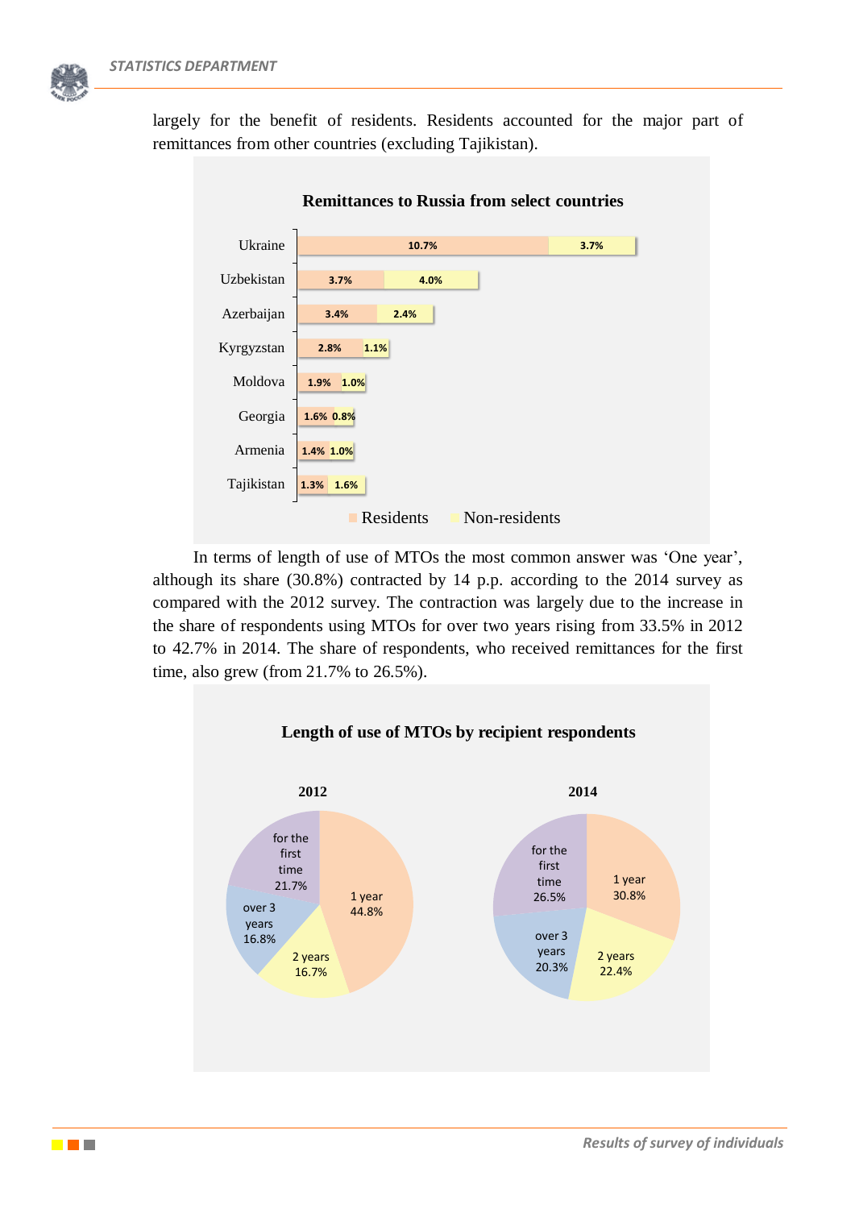largely for the benefit of residents. Residents accounted for the major part of remittances from other countries (excluding Tajikistan).

**Remittances to Russia from select countries**

| Country | Residents | Non-residents |
|---|---|---|
| Ukraine | 10.7% | 3.7% |
| Uzbekistan | 3.7% | 4.0% |
| Azerbaijan | 3.4% | 2.4% |
| Kyrgyzstan | 2.8% | 1.1% |
| Moldova | 1.9% | 1.0% |
| Georgia | 1.6% | 0.8% |
| Armenia | 1.4% | 1.0% |
| Tajikistan | 1.3% | 1.6% |

In terms of length of use of MTOs the most common answer was ‘One year’, although its share (30.8%) contracted by 14 p.p. according to the 2014 survey as compared with the 2012 survey. The contraction was largely due to the increase in the share of respondents using MTOs for over two years rising from 33.5% in 2012 to 42.7% in 2014. The share of respondents, who received remittances for the first time, also grew (from 21.7% to 26.5%).

**Length of use of MTOs by recipient respondents**

| | 2012 | 2014 |
|---|---|---|
| 1 year | 44.8% | 30.8% |
| 2 years | 16.7% | 22.4% |
| over 3 years | 16.8% | 20.3% |
| for the first time | 21.7% | 26.5% |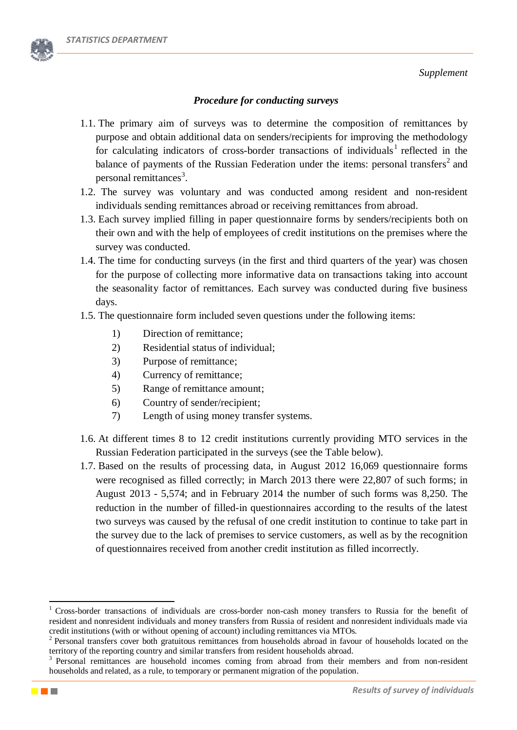*Supplement*

### *Procedure for conducting surveys*

1.1. The primary aim of surveys was to determine the composition of remittances by purpose and obtain additional data on senders/recipients for improving the methodology for calculating indicators of cross-border transactions of individuals[1] reflected in the balance of payments of the Russian Federation under the items: personal transfers[2] and personal remittances[3].

1.2. The survey was voluntary and was conducted among resident and non-resident individuals sending remittances abroad or receiving remittances from abroad.

1.3. Each survey implied filling in paper questionnaire forms by senders/recipients both on their own and with the help of employees of credit institutions on the premises where the survey was conducted.

1.4. The time for conducting surveys (in the first and third quarters of the year) was chosen for the purpose of collecting more informative data on transactions taking into account the seasonality factor of remittances. Each survey was conducted during five business days.

1.5. The questionnaire form included seven questions under the following items:

1) Direction of remittance;
2) Residential status of individual;
3) Purpose of remittance;
4) Currency of remittance;
5) Range of remittance amount;
6) Country of sender/recipient;
7) Length of using money transfer systems.

1.6. At different times 8 to 12 credit institutions currently providing MTO services in the Russian Federation participated in the surveys (see the Table below).

1.7. Based on the results of processing data, in August 2012 16,069 questionnaire forms were recognised as filled correctly; in March 2013 there were 22,807 of such forms; in August 2013 - 5,574; and in February 2014 the number of such forms was 8,250. The reduction in the number of filled-in questionnaires according to the results of the latest two surveys was caused by the refusal of one credit institution to continue to take part in the survey due to the lack of premises to service customers, as well as by the recognition of questionnaires received from another credit institution as filled incorrectly.

---

[1] Cross-border transactions of individuals are cross-border non-cash money transfers to Russia for the benefit of resident and nonresident individuals and money transfers from Russia of resident and nonresident individuals made via credit institutions (with or without opening of account) including remittances via MTOs.

[2] Personal transfers cover both gratuitous remittances from households abroad in favour of households located on the territory of the reporting country and similar transfers from resident households abroad.

[3] Personal remittances are household incomes coming from abroad from their members and from non-resident households and related, as a rule, to temporary or permanent migration of the population.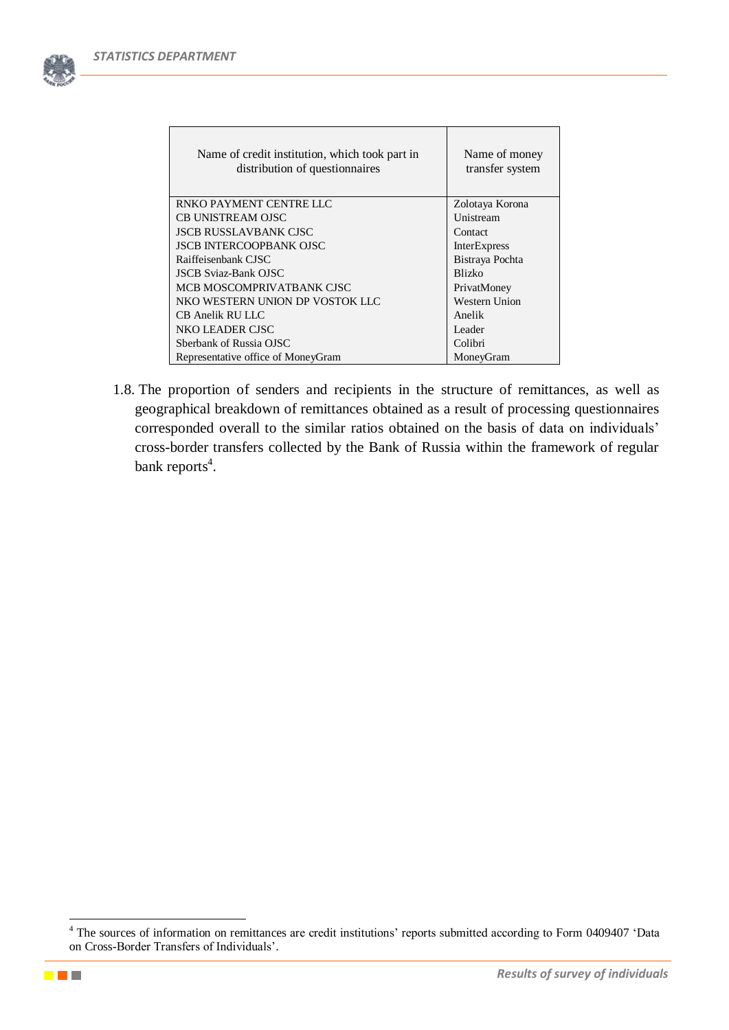| Name of credit institution, which took part in distribution of questionnaires | Name of money transfer system |
|---|---|
| RNKO PAYMENT CENTRE LLC | Zolotaya Korona |
| CB UNISTREAM OJSC | Unistream |
| JSCB RUSSLAVBANK CJSC | Contact |
| JSCB INTERCOOPBANK OJSC | InterExpress |
| Raiffeisenbank CJSC | Bistraya Pochta |
| JSCB Sviaz-Bank OJSC | Blizko |
| MCB MOSCOMPRIVATBANK CJSC | PrivatMoney |
| NKO WESTERN UNION DP VOSTOK LLC | Western Union |
| CB Anelik RU LLC | Anelik |
| NKO LEADER CJSC | Leader |
| Sberbank of Russia OJSC | Colibri |
| Representative office of MoneyGram | MoneyGram |

1.8. The proportion of senders and recipients in the structure of remittances, as well as geographical breakdown of remittances obtained as a result of processing questionnaires corresponded overall to the similar ratios obtained on the basis of data on individuals' cross-border transfers collected by the Bank of Russia within the framework of regular bank reports[4].

[4] The sources of information on remittances are credit institutions' reports submitted according to Form 0409407 'Data on Cross-Border Transfers of Individuals'.